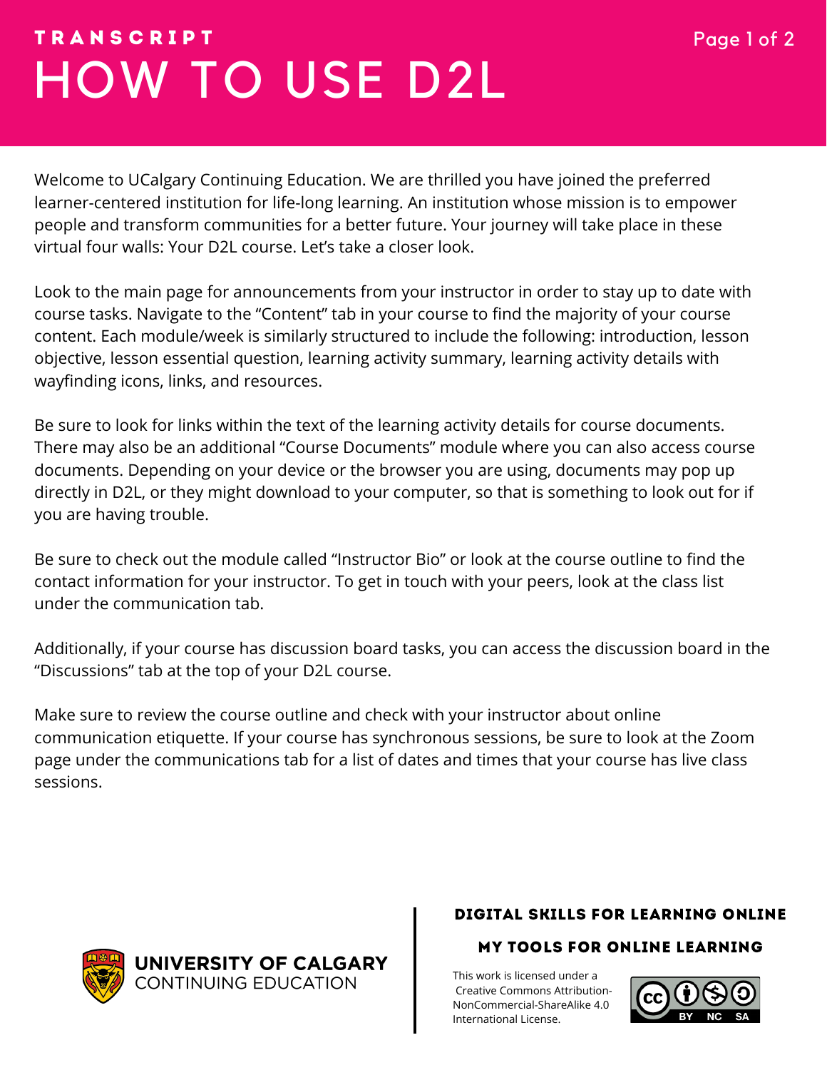TRANSCRIPT

# HOW TO USE D2L

Welcome to UCalgary Continuing Education. We are thrilled you have joined the preferred learner-centered institution for life-long learning. An institution whose mission is to empower people and transform communities for a better future. Your journey will take place in these virtual four walls: Your D2L course. Let's take a closer look.

Look to the main page for announcements from your instructor in order to stay up to date with course tasks. Navigate to the "Content" tab in your course to find the majority of your course content. Each module/week is similarly structured to include the following: introduction, lesson objective, lesson essential question, learning activity summary, learning activity details with wayfinding icons, links, and resources.

Be sure to look for links within the text of the learning activity details for course documents. There may also be an additional "Course Documents" module where you can also access course documents. Depending on your device or the browser you are using, documents may pop up directly in D2L, or they might download to your computer, so that is something to look out for if you are having trouble.

Be sure to check out the module called "Instructor Bio" or look at the course outline to find the contact information for your instructor. To get in touch with your peers, look at the class list under the communication tab.

Additionally, if your course has discussion board tasks, you can access the discussion board in the "Discussions" tab at the top of your D2L course.

Make sure to review the course outline and check with your instructor about online communication etiquette. If your course has synchronous sessions, be sure to look at the Zoom page under the communications tab for a list of dates and times that your course has live class sessions.

UNIVERSITY OF CALGARY
CONTINUING EDUCATION

**DIGITAL SKILLS FOR LEARNING ONLINE**

**MY TOOLS FOR ONLINE LEARNING**

This work is licensed under a Creative Commons Attribution-NonCommercial-ShareAlike 4.0 International License.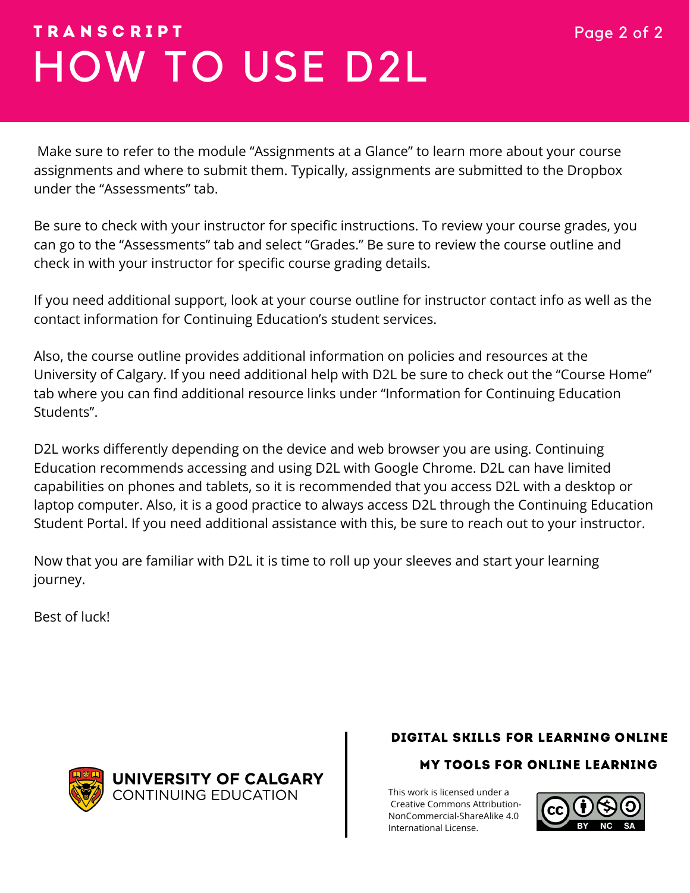# TRANSCRIPT

# HOW TO USE D2L

Make sure to refer to the module "Assignments at a Glance" to learn more about your course assignments and where to submit them. Typically, assignments are submitted to the Dropbox under the "Assessments" tab.

Be sure to check with your instructor for specific instructions. To review your course grades, you can go to the "Assessments" tab and select "Grades." Be sure to review the course outline and check in with your instructor for specific course grading details.

If you need additional support, look at your course outline for instructor contact info as well as the contact information for Continuing Education's student services.

Also, the course outline provides additional information on policies and resources at the University of Calgary. If you need additional help with D2L be sure to check out the "Course Home" tab where you can find additional resource links under "Information for Continuing Education Students".

D2L works differently depending on the device and web browser you are using. Continuing Education recommends accessing and using D2L with Google Chrome. D2L can have limited capabilities on phones and tablets, so it is recommended that you access D2L with a desktop or laptop computer. Also, it is a good practice to always access D2L through the Continuing Education Student Portal. If you need additional assistance with this, be sure to reach out to your instructor.

Now that you are familiar with D2L it is time to roll up your sleeves and start your learning journey.

Best of luck!

UNIVERSITY OF CALGARY
CONTINUING EDUCATION

**DIGITAL SKILLS FOR LEARNING ONLINE**

**MY TOOLS FOR ONLINE LEARNING**

This work is licensed under a Creative Commons Attribution-NonCommercial-ShareAlike 4.0 International License.